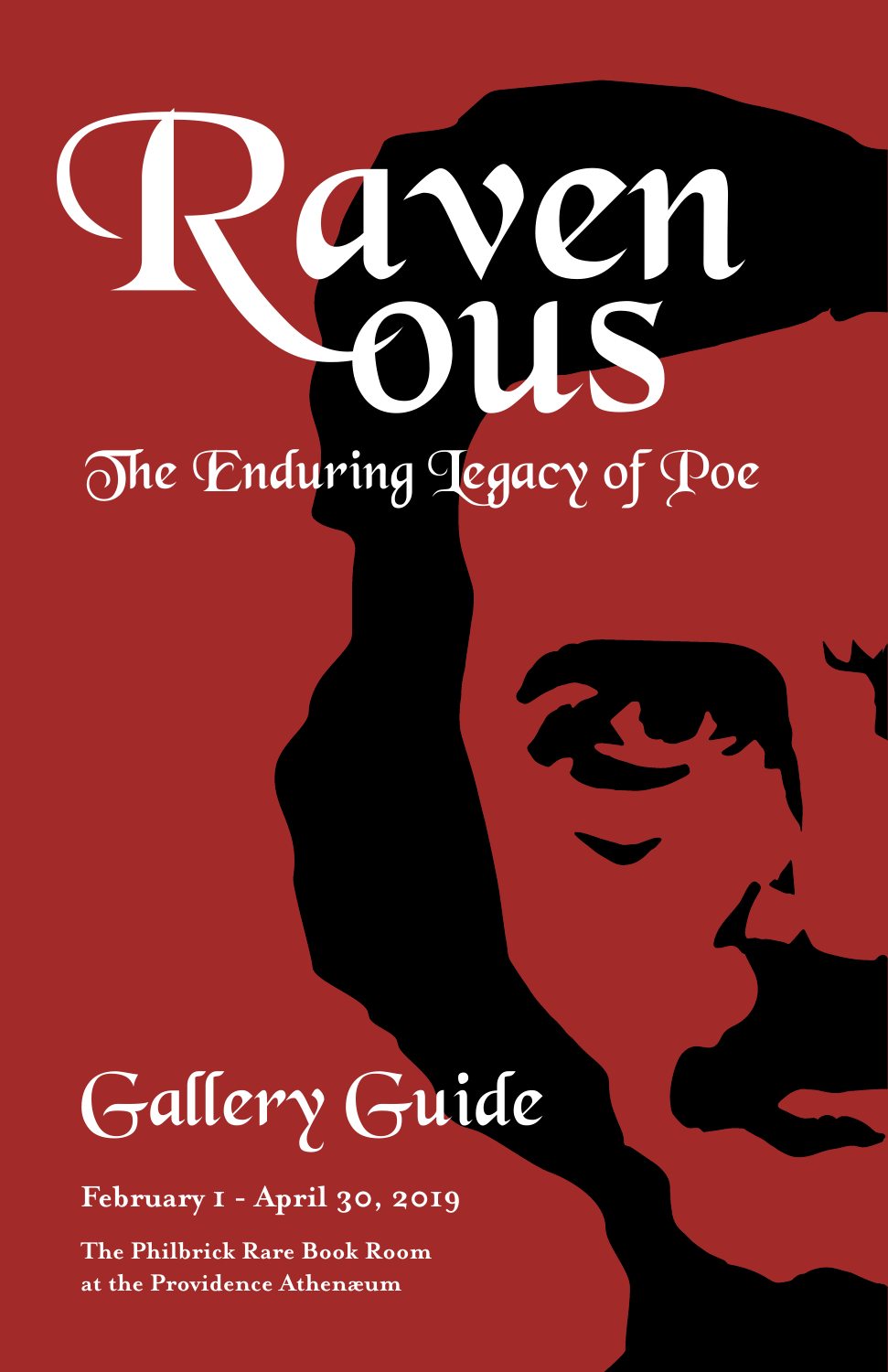# Ravenous

## The Enduring Legacy of Poe

# Gallery Guide

**February 1 - April 30, 2019**

**The Philbrick Rare Book Room at the Providence Athenæum**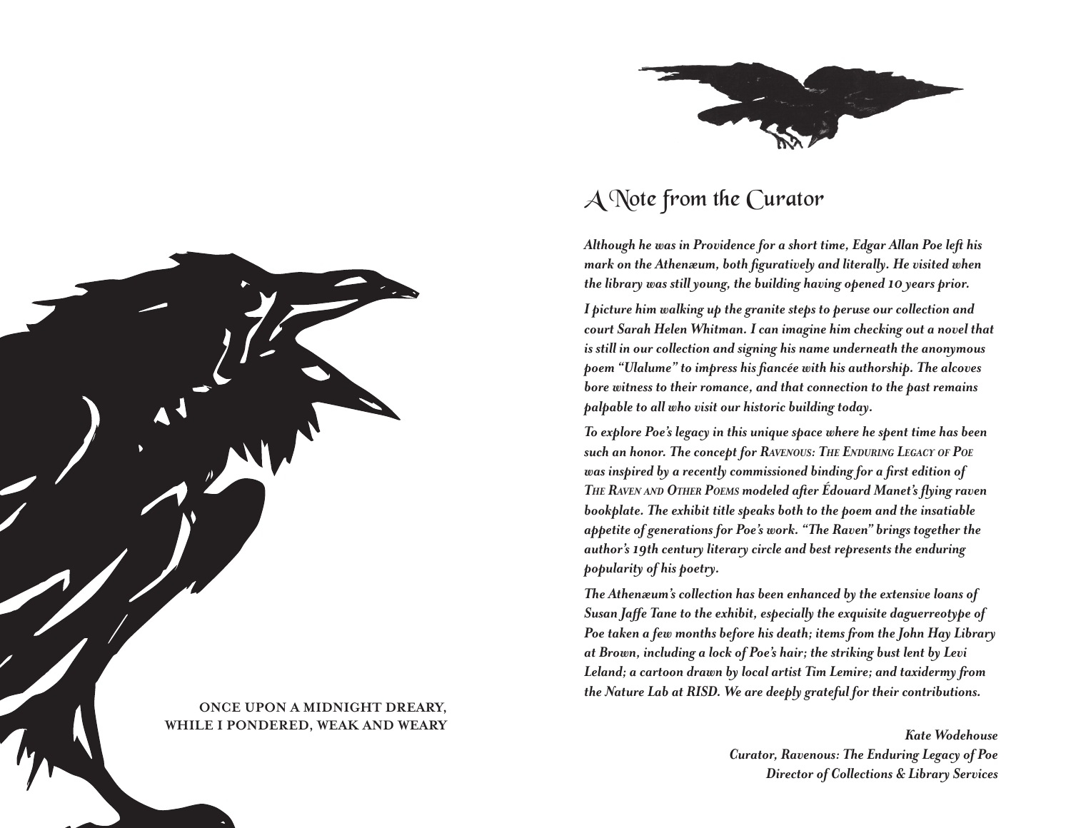ONCE UPON A MIDNIGHT DREARY,
WHILE I PONDERED, WEAK AND WEARY

## A Note from the Curator

*Although he was in Providence for a short time, Edgar Allan Poe left his mark on the Athenæum, both figuratively and literally. He visited when the library was still young, the building having opened 10 years prior.*

*I picture him walking up the granite steps to peruse our collection and court Sarah Helen Whitman. I can imagine him checking out a novel that is still in our collection and signing his name underneath the anonymous poem "Ulalume" to impress his fiancée with his authorship. The alcoves bore witness to their romance, and that connection to the past remains palpable to all who visit our historic building today.*

*To explore Poe's legacy in this unique space where he spent time has been such an honor. The concept for RAVENOUS: THE ENDURING LEGACY OF POE was inspired by a recently commissioned binding for a first edition of THE RAVEN AND OTHER POEMS modeled after Édouard Manet's flying raven bookplate. The exhibit title speaks both to the poem and the insatiable appetite of generations for Poe's work. "The Raven" brings together the author's 19th century literary circle and best represents the enduring popularity of his poetry.*

*The Athenæum's collection has been enhanced by the extensive loans of Susan Jaffe Tane to the exhibit, especially the exquisite daguerreotype of Poe taken a few months before his death; items from the John Hay Library at Brown, including a lock of Poe's hair; the striking bust lent by Levi Leland; a cartoon drawn by local artist Tim Lemire; and taxidermy from the Nature Lab at RISD. We are deeply grateful for their contributions.*

*Kate Wodehouse*
*Curator, Ravenous: The Enduring Legacy of Poe*
*Director of Collections & Library Services*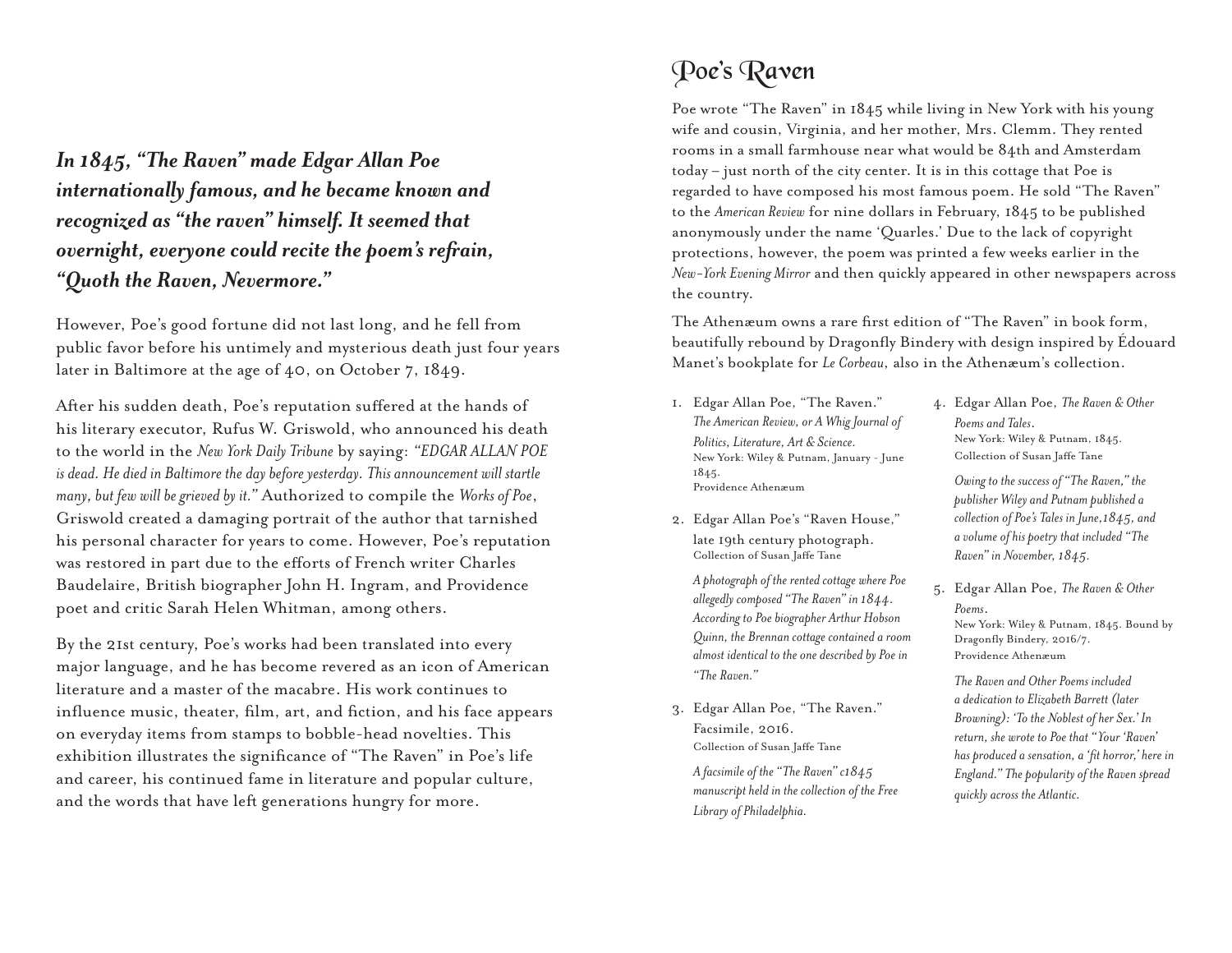***In 1845, "The Raven" made Edgar Allan Poe internationally famous, and he became known and recognized as "the raven" himself. It seemed that overnight, everyone could recite the poem's refrain, "Quoth the Raven, Nevermore."***

However, Poe's good fortune did not last long, and he fell from public favor before his untimely and mysterious death just four years later in Baltimore at the age of 40, on October 7, 1849.

After his sudden death, Poe's reputation suffered at the hands of his literary executor, Rufus W. Griswold, who announced his death to the world in the *New York Daily Tribune* by saying: *"EDGAR ALLAN POE is dead. He died in Baltimore the day before yesterday. This announcement will startle many, but few will be grieved by it."* Authorized to compile the *Works of Poe*, Griswold created a damaging portrait of the author that tarnished his personal character for years to come. However, Poe's reputation was restored in part due to the efforts of French writer Charles Baudelaire, British biographer John H. Ingram, and Providence poet and critic Sarah Helen Whitman, among others.

By the 21st century, Poe's works had been translated into every major language, and he has become revered as an icon of American literature and a master of the macabre. His work continues to influence music, theater, film, art, and fiction, and his face appears on everyday items from stamps to bobble-head novelties. This exhibition illustrates the significance of "The Raven" in Poe's life and career, his continued fame in literature and popular culture, and the words that have left generations hungry for more.

# Poe's Raven

Poe wrote "The Raven" in 1845 while living in New York with his young wife and cousin, Virginia, and her mother, Mrs. Clemm. They rented rooms in a small farmhouse near what would be 84th and Amsterdam today – just north of the city center. It is in this cottage that Poe is regarded to have composed his most famous poem. He sold "The Raven" to the *American Review* for nine dollars in February, 1845 to be published anonymously under the name 'Quarles.' Due to the lack of copyright protections, however, the poem was printed a few weeks earlier in the *New-York Evening Mirror* and then quickly appeared in other newspapers across the country.

The Athenæum owns a rare first edition of "The Raven" in book form, beautifully rebound by Dragonfly Bindery with design inspired by Édouard Manet's bookplate for *Le Corbeau*, also in the Athenæum's collection.

1. Edgar Allan Poe, "The Raven." *The American Review, or A Whig Journal of Politics, Literature, Art & Science.* New York: Wiley & Putnam, January - June 1845.
   Providence Athenæum

2. Edgar Allan Poe's "Raven House," late 19th century photograph.
   Collection of Susan Jaffe Tane

   *A photograph of the rented cottage where Poe allegedly composed "The Raven" in 1844. According to Poe biographer Arthur Hobson Quinn, the Brennan cottage contained a room almost identical to the one described by Poe in "The Raven."*

3. Edgar Allan Poe, "The Raven." Facsimile, 2016.
   Collection of Susan Jaffe Tane

   *A facsimile of the "The Raven" c1845 manuscript held in the collection of the Free Library of Philadelphia.*

4. Edgar Allan Poe, *The Raven & Other Poems and Tales*. New York: Wiley & Putnam, 1845.
   Collection of Susan Jaffe Tane

   *Owing to the success of "The Raven," the publisher Wiley and Putnam published a collection of Poe's Tales in June,1845, and a volume of his poetry that included "The Raven" in November, 1845.*

5. Edgar Allan Poe, *The Raven & Other Poems*. New York: Wiley & Putnam, 1845. Bound by Dragonfly Bindery, 2016/7.
   Providence Athenæum

   *The Raven and Other Poems included a dedication to Elizabeth Barrett (later Browning): 'To the Noblest of her Sex.' In return, she wrote to Poe that "Your 'Raven' has produced a sensation, a 'fit horror,' here in England." The popularity of the Raven spread quickly across the Atlantic.*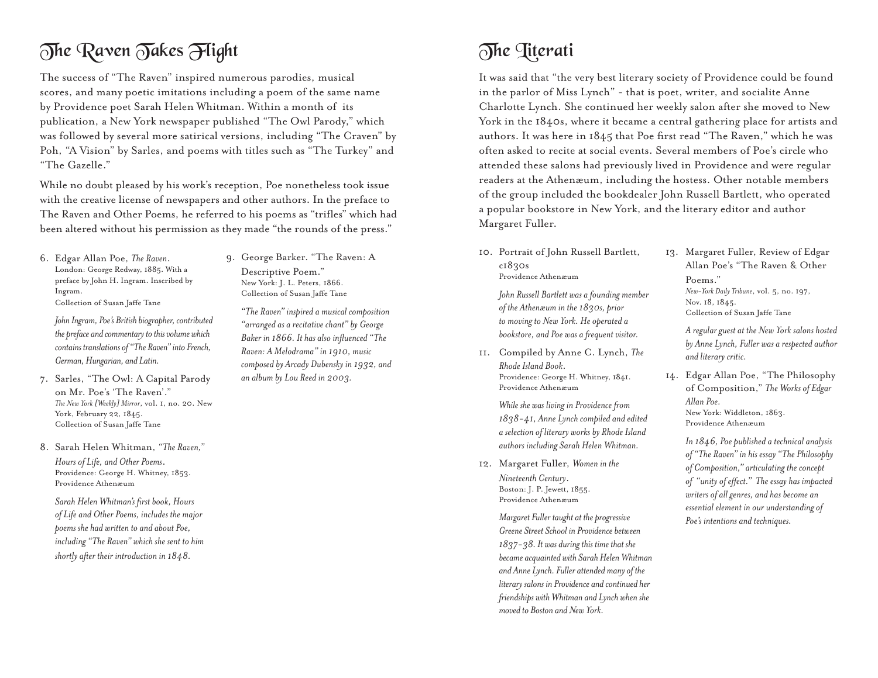## The Raven Takes Flight

The success of "The Raven" inspired numerous parodies, musical scores, and many poetic imitations including a poem of the same name by Providence poet Sarah Helen Whitman. Within a month of its publication, a New York newspaper published "The Owl Parody," which was followed by several more satirical versions, including "The Craven" by Poh, "A Vision" by Sarles, and poems with titles such as "The Turkey" and "The Gazelle."

While no doubt pleased by his work's reception, Poe nonetheless took issue with the creative license of newspapers and other authors. In the preface to The Raven and Other Poems, he referred to his poems as "trifles" which had been altered without his permission as they made "the rounds of the press."

6. Edgar Allan Poe, *The Raven*.
   London: George Redway, 1885. With a preface by John H. Ingram. Inscribed by Ingram.
   Collection of Susan Jaffe Tane

   *John Ingram, Poe's British biographer, contributed the preface and commentary to this volume which contains translations of "The Raven" into French, German, Hungarian, and Latin.*

7. Sarles, "The Owl: A Capital Parody on Mr. Poe's 'The Raven'."
   *The New York [Weekly] Mirror*, vol. 1, no. 20. New York, February 22, 1845.
   Collection of Susan Jaffe Tane

8. Sarah Helen Whitman, *"The Raven," Hours of Life, and Other Poems*.
   Providence: George H. Whitney, 1853.
   Providence Athenæum

   *Sarah Helen Whitman's first book, Hours of Life and Other Poems, includes the major poems she had written to and about Poe, including "The Raven" which she sent to him shortly after their introduction in 1848.*

9. George Barker. "The Raven: A Descriptive Poem."
   New York: J. L. Peters, 1866.
   Collection of Susan Jaffe Tane

   *"The Raven" inspired a musical composition "arranged as a recitative chant" by George Baker in 1866. It has also influenced "The Raven: A Melodrama" in 1910, music composed by Arcady Dubensky in 1932, and an album by Lou Reed in 2003.*

## The Literati

It was said that "the very best literary society of Providence could be found in the parlor of Miss Lynch" - that is poet, writer, and socialite Anne Charlotte Lynch. She continued her weekly salon after she moved to New York in the 1840s, where it became a central gathering place for artists and authors. It was here in 1845 that Poe first read "The Raven," which he was often asked to recite at social events. Several members of Poe's circle who attended these salons had previously lived in Providence and were regular readers at the Athenæum, including the hostess. Other notable members of the group included the bookdealer John Russell Bartlett, who operated a popular bookstore in New York, and the literary editor and author Margaret Fuller.

10. Portrait of John Russell Bartlett, c1830s
    Providence Athenæum

    *John Russell Bartlett was a founding member of the Athenæum in the 1830s, prior to moving to New York. He operated a bookstore, and Poe was a frequent visitor.*

11. Compiled by Anne C. Lynch, *The Rhode Island Book*.
    Providence: George H. Whitney, 1841.
    Providence Athenæum

    *While she was living in Providence from 1838-41, Anne Lynch compiled and edited a selection of literary works by Rhode Island authors including Sarah Helen Whitman.*

12. Margaret Fuller, *Women in the Nineteenth Century*.
    Boston: J. P. Jewett, 1855.
    Providence Athenæum

    *Margaret Fuller taught at the progressive Greene Street School in Providence between 1837-38. It was during this time that she became acquainted with Sarah Helen Whitman and Anne Lynch. Fuller attended many of the literary salons in Providence and continued her friendships with Whitman and Lynch when she moved to Boston and New York.*

13. Margaret Fuller, Review of Edgar Allan Poe's "The Raven & Other Poems."
    *New-York Daily Tribune*, vol. 5, no. 197, Nov. 18, 1845.
    Collection of Susan Jaffe Tane

    *A regular guest at the New York salons hosted by Anne Lynch, Fuller was a respected author and literary critic.*

14. Edgar Allan Poe, "The Philosophy of Composition," *The Works of Edgar Allan Poe*.
    New York: Widdleton, 1863.
    Providence Athenæum

    *In 1846, Poe published a technical analysis of "The Raven" in his essay "The Philosophy of Composition," articulating the concept of "unity of effect." The essay has impacted writers of all genres, and has become an essential element in our understanding of Poe's intentions and techniques.*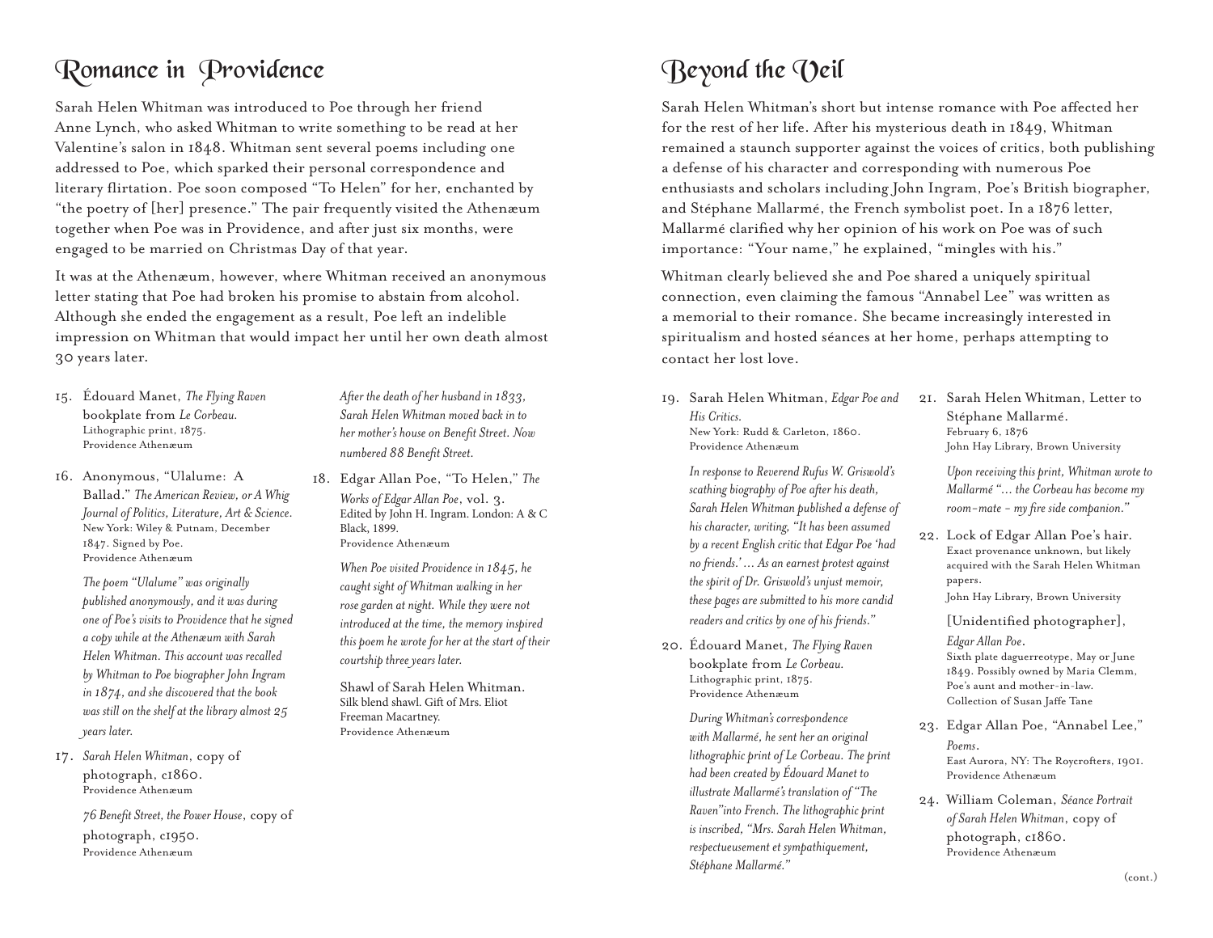# Romance in Providence

Sarah Helen Whitman was introduced to Poe through her friend Anne Lynch, who asked Whitman to write something to be read at her Valentine's salon in 1848. Whitman sent several poems including one addressed to Poe, which sparked their personal correspondence and literary flirtation. Poe soon composed "To Helen" for her, enchanted by "the poetry of [her] presence." The pair frequently visited the Athenæum together when Poe was in Providence, and after just six months, were engaged to be married on Christmas Day of that year.

It was at the Athenæum, however, where Whitman received an anonymous letter stating that Poe had broken his promise to abstain from alcohol. Although she ended the engagement as a result, Poe left an indelible impression on Whitman that would impact her until her own death almost 30 years later.

15. Édouard Manet, *The Flying Raven* bookplate from *Le Corbeau*.
    Lithographic print, 1875.
    Providence Athenæum

16. Anonymous, "Ulalume: A Ballad." *The American Review, or A Whig Journal of Politics, Literature, Art & Science*. New York: Wiley & Putnam, December 1847. Signed by Poe.
    Providence Athenæum

    *The poem "Ulalume" was originally published anonymously, and it was during one of Poe's visits to Providence that he signed a copy while at the Athenæum with Sarah Helen Whitman. This account was recalled by Whitman to Poe biographer John Ingram in 1874, and she discovered that the book was still on the shelf at the library almost 25 years later.*

17. *Sarah Helen Whitman*, copy of photograph, c1860.
    Providence Athenæum

    *76 Benefit Street, the Power House*, copy of photograph, c1950.
    Providence Athenæum

    *After the death of her husband in 1833, Sarah Helen Whitman moved back in to her mother's house on Benefit Street. Now numbered 88 Benefit Street.*

18. Edgar Allan Poe, "To Helen," *The Works of Edgar Allan Poe*, vol. 3. Edited by John H. Ingram. London: A & C Black, 1899.
    Providence Athenæum

    *When Poe visited Providence in 1845, he caught sight of Whitman walking in her rose garden at night. While they were not introduced at the time, the memory inspired this poem he wrote for her at the start of their courtship three years later.*

    Shawl of Sarah Helen Whitman.
    Silk blend shawl. Gift of Mrs. Eliot Freeman Macartney.
    Providence Athenæum

# Beyond the Veil

Sarah Helen Whitman's short but intense romance with Poe affected her for the rest of her life. After his mysterious death in 1849, Whitman remained a staunch supporter against the voices of critics, both publishing a defense of his character and corresponding with numerous Poe enthusiasts and scholars including John Ingram, Poe's British biographer, and Stéphane Mallarmé, the French symbolist poet. In a 1876 letter, Mallarmé clarified why her opinion of his work on Poe was of such importance: "Your name," he explained, "mingles with his."

Whitman clearly believed she and Poe shared a uniquely spiritual connection, even claiming the famous "Annabel Lee" was written as a memorial to their romance. She became increasingly interested in spiritualism and hosted séances at her home, perhaps attempting to contact her lost love.

19. Sarah Helen Whitman, *Edgar Poe and His Critics*.
    New York: Rudd & Carleton, 1860.
    Providence Athenæum

    *In response to Reverend Rufus W. Griswold's scathing biography of Poe after his death, Sarah Helen Whitman published a defense of his character, writing, "It has been assumed by a recent English critic that Edgar Poe 'had no friends.' … As an earnest protest against the spirit of Dr. Griswold's unjust memoir, these pages are submitted to his more candid readers and critics by one of his friends."*

20. Édouard Manet, *The Flying Raven* bookplate from *Le Corbeau*.
    Lithographic print, 1875.
    Providence Athenæum

    *During Whitman's correspondence with Mallarmé, he sent her an original lithographic print of Le Corbeau. The print had been created by Édouard Manet to illustrate Mallarmé's translation of "The Raven" into French. The lithographic print is inscribed, "Mrs. Sarah Helen Whitman, respectueusement et sympathiquement, Stéphane Mallarmé."*

21. Sarah Helen Whitman, Letter to Stéphane Mallarmé.
    February 6, 1876
    John Hay Library, Brown University

    *Upon receiving this print, Whitman wrote to Mallarmé "… the Corbeau has become my room-mate – my fire side companion."*

22. Lock of Edgar Allan Poe's hair.
    Exact provenance unknown, but likely acquired with the Sarah Helen Whitman papers.
    John Hay Library, Brown University

    [Unidentified photographer], *Edgar Allan Poe*.
    Sixth plate daguerreotype, May or June 1849. Possibly owned by Maria Clemm, Poe's aunt and mother-in-law.
    Collection of Susan Jaffe Tane

23. Edgar Allan Poe, "Annabel Lee," *Poems*.
    East Aurora, NY: The Roycrofters, 1901.
    Providence Athenæum

24. William Coleman, *Séance Portrait of Sarah Helen Whitman*, copy of photograph, c1860.
    Providence Athenæum

(cont.)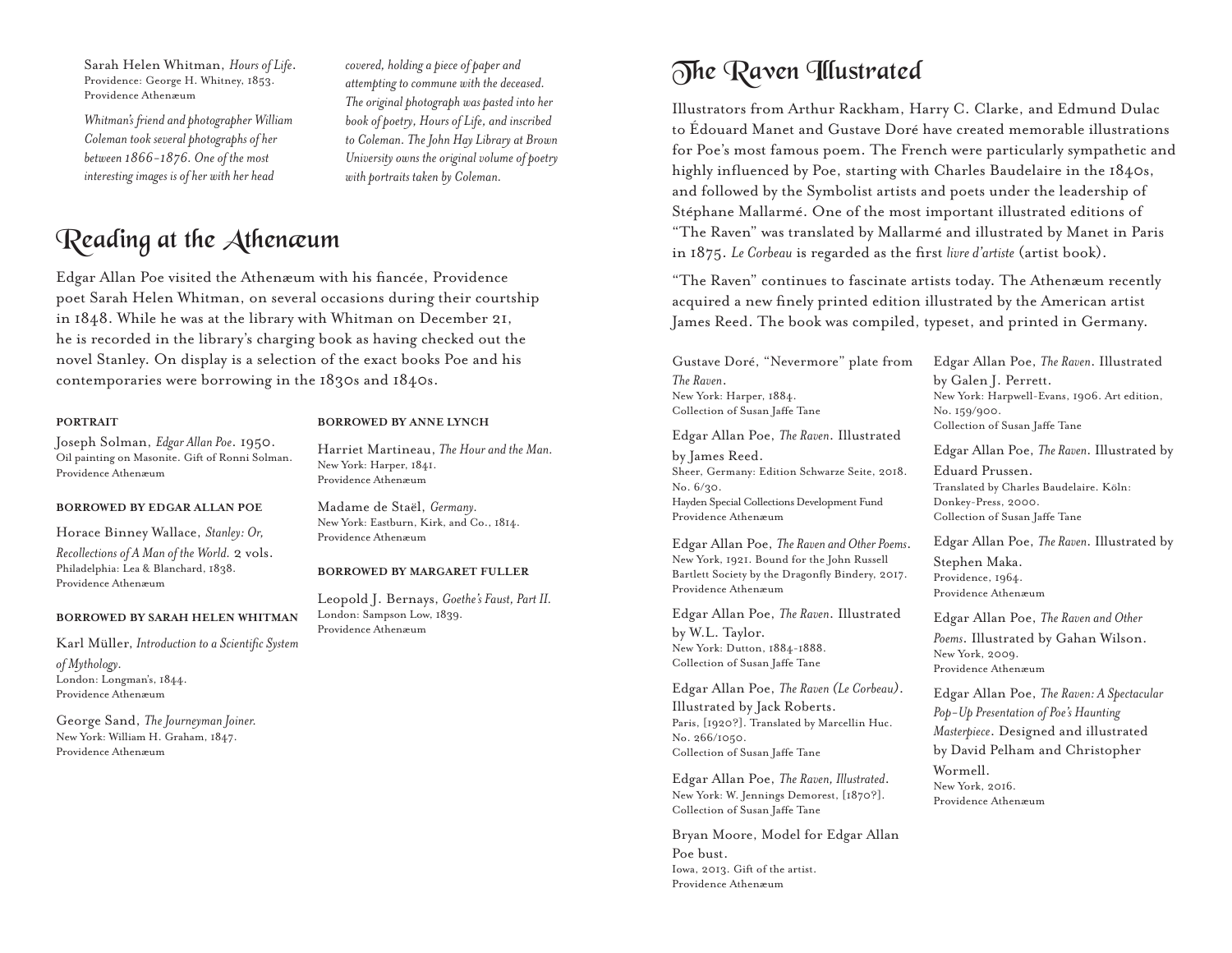Sarah Helen Whitman, *Hours of Life*.
Providence: George H. Whitney, 1853.
Providence Athenæum

*Whitman's friend and photographer William Coleman took several photographs of her between 1866–1876. One of the most interesting images is of her with her head covered, holding a piece of paper and attempting to commune with the deceased. The original photograph was pasted into her book of poetry, Hours of Life, and inscribed to Coleman. The John Hay Library at Brown University owns the original volume of poetry with portraits taken by Coleman.*

## Reading at the Athenæum

Edgar Allan Poe visited the Athenæum with his fiancée, Providence poet Sarah Helen Whitman, on several occasions during their courtship in 1848. While he was at the library with Whitman on December 21, he is recorded in the library's charging book as having checked out the novel Stanley. On display is a selection of the exact books Poe and his contemporaries were borrowing in the 1830s and 1840s.

### PORTRAIT

Joseph Solman, *Edgar Allan Poe*. 1950.
Oil painting on Masonite. Gift of Ronni Solman.
Providence Athenæum

### BORROWED BY EDGAR ALLAN POE

Horace Binney Wallace, *Stanley: Or, Recollections of A Man of the World.* 2 vols.
Philadelphia: Lea & Blanchard, 1838.
Providence Athenæum

### BORROWED BY SARAH HELEN WHITMAN

Karl Müller, *Introduction to a Scientific System of Mythology*.
London: Longman's, 1844.
Providence Athenæum

George Sand, *The Journeyman Joiner.*
New York: William H. Graham, 1847.
Providence Athenæum

### BORROWED BY ANNE LYNCH

Harriet Martineau, *The Hour and the Man.*
New York: Harper, 1841.
Providence Athenæum

Madame de Staël, *Germany*.
New York: Eastburn, Kirk, and Co., 1814.
Providence Athenæum

### BORROWED BY MARGARET FULLER

Leopold J. Bernays, *Goethe's Faust, Part II.*
London: Sampson Low, 1839.
Providence Athenæum

## The Raven Illustrated

Illustrators from Arthur Rackham, Harry C. Clarke, and Edmund Dulac to Édouard Manet and Gustave Doré have created memorable illustrations for Poe's most famous poem. The French were particularly sympathetic and highly influenced by Poe, starting with Charles Baudelaire in the 1840s, and followed by the Symbolist artists and poets under the leadership of Stéphane Mallarmé. One of the most important illustrated editions of "The Raven" was translated by Mallarmé and illustrated by Manet in Paris in 1875. *Le Corbeau* is regarded as the first *livre d'artiste* (artist book).

"The Raven" continues to fascinate artists today. The Athenæum recently acquired a new finely printed edition illustrated by the American artist James Reed. The book was compiled, typeset, and printed in Germany.

Gustave Doré, "Nevermore" plate from *The Raven*.
New York: Harper, 1884.
Collection of Susan Jaffe Tane

Edgar Allan Poe, *The Raven*. Illustrated by James Reed.
Sheer, Germany: Edition Schwarze Seite, 2018. No. 6/30.
Hayden Special Collections Development Fund
Providence Athenæum

Edgar Allan Poe, *The Raven and Other Poems*.
New York, 1921. Bound for the John Russell Bartlett Society by the Dragonfly Bindery, 2017.
Providence Athenæum

Edgar Allan Poe, *The Raven*. Illustrated by W.L. Taylor.
New York: Dutton, 1884–1888.
Collection of Susan Jaffe Tane

Edgar Allan Poe, *The Raven (Le Corbeau)*. Illustrated by Jack Roberts.
Paris, [1920?]. Translated by Marcellin Huc. No. 266/1050.
Collection of Susan Jaffe Tane

Edgar Allan Poe, *The Raven, Illustrated*.
New York: W. Jennings Demorest, [1870?].
Collection of Susan Jaffe Tane

Bryan Moore, Model for Edgar Allan Poe bust.
Iowa, 2013. Gift of the artist.
Providence Athenæum

Edgar Allan Poe, *The Raven*. Illustrated by Galen J. Perrett.
New York: Harpwell-Evans, 1906. Art edition, No. 159/900.
Collection of Susan Jaffe Tane

Edgar Allan Poe, *The Raven*. Illustrated by Eduard Prussen.
Translated by Charles Baudelaire. Köln: Donkey-Press, 2000.
Collection of Susan Jaffe Tane

Edgar Allan Poe, *The Raven*. Illustrated by Stephen Maka.
Providence, 1964.
Providence Athenæum

Edgar Allan Poe, *The Raven and Other Poems*. Illustrated by Gahan Wilson.
New York, 2009.
Providence Athenæum

Edgar Allan Poe, *The Raven: A Spectacular Pop-Up Presentation of Poe's Haunting Masterpiece*. Designed and illustrated by David Pelham and Christopher Wormell.
New York, 2016.
Providence Athenæum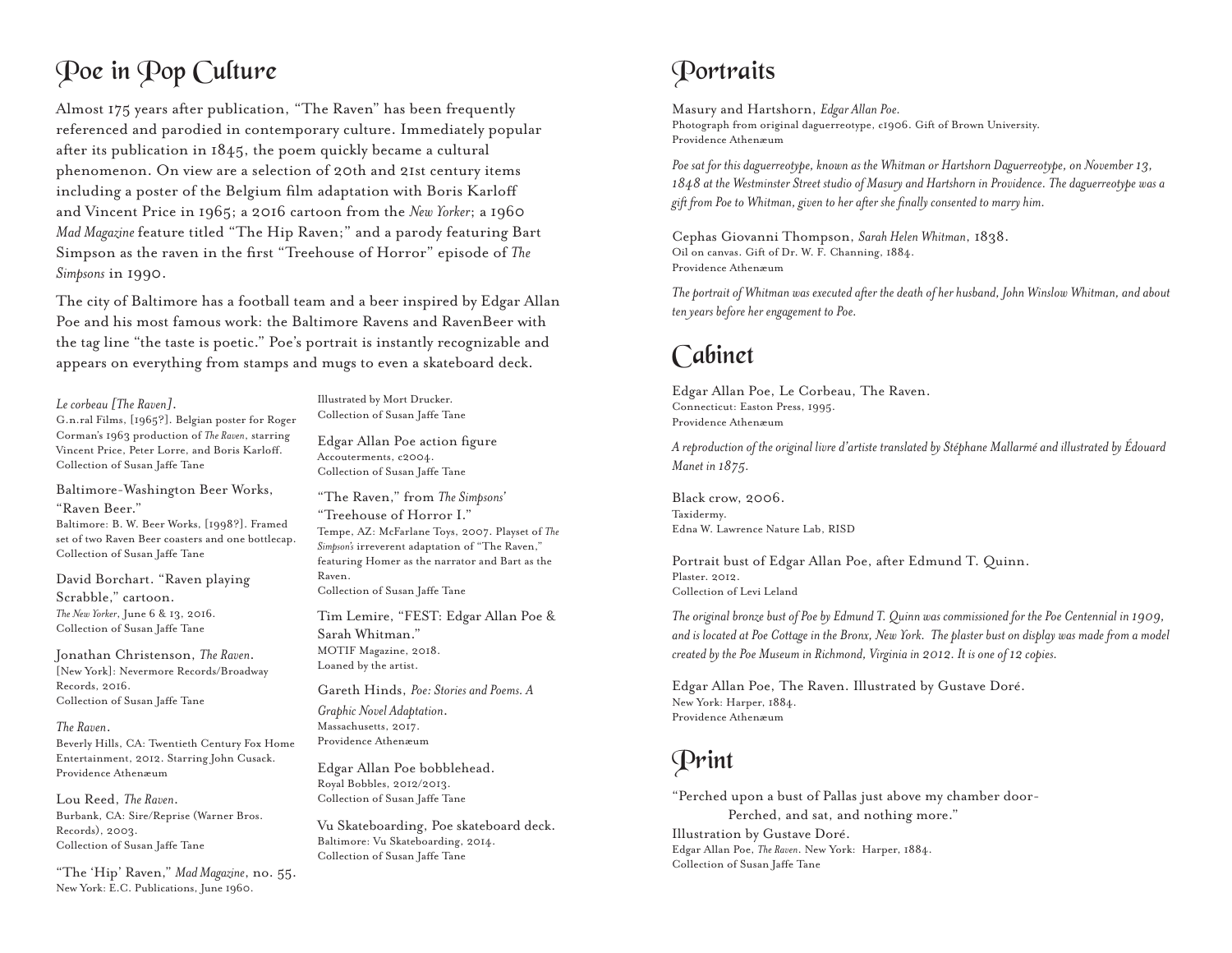# Poe in Pop Culture

Almost 175 years after publication, "The Raven" has been frequently referenced and parodied in contemporary culture. Immediately popular after its publication in 1845, the poem quickly became a cultural phenomenon. On view are a selection of 20th and 21st century items including a poster of the Belgium film adaptation with Boris Karloff and Vincent Price in 1965; a 2016 cartoon from the *New Yorker*; a 1960 *Mad Magazine* feature titled "The Hip Raven;" and a parody featuring Bart Simpson as the raven in the first "Treehouse of Horror" episode of *The Simpsons* in 1990.

The city of Baltimore has a football team and a beer inspired by Edgar Allan Poe and his most famous work: the Baltimore Ravens and RavenBeer with the tag line "the taste is poetic." Poe's portrait is instantly recognizable and appears on everything from stamps and mugs to even a skateboard deck.

*Le corbeau [The Raven]*.
G.n.ral Films, [1965?]. Belgian poster for Roger Corman's 1963 production of *The Raven*, starring Vincent Price, Peter Lorre, and Boris Karloff.
Collection of Susan Jaffe Tane

Baltimore-Washington Beer Works, "Raven Beer."
Baltimore: B. W. Beer Works, [1998?]. Framed set of two Raven Beer coasters and one bottlecap.
Collection of Susan Jaffe Tane

David Borchart. "Raven playing Scrabble," cartoon.
*The New Yorker*, June 6 & 13, 2016.
Collection of Susan Jaffe Tane

Jonathan Christenson, *The Raven*.
[New York]: Nevermore Records/Broadway Records, 2016.
Collection of Susan Jaffe Tane

*The Raven*.
Beverly Hills, CA: Twentieth Century Fox Home Entertainment, 2012. Starring John Cusack.
Providence Athenæum

Lou Reed, *The Raven*.
Burbank, CA: Sire/Reprise (Warner Bros. Records), 2003.
Collection of Susan Jaffe Tane

"The 'Hip' Raven," *Mad Magazine*, no. 55.
New York: E.C. Publications, June 1960.
Illustrated by Mort Drucker.
Collection of Susan Jaffe Tane

Edgar Allan Poe action figure
Accouterments, c2004.
Collection of Susan Jaffe Tane

"The Raven," from *The Simpsons'* "Treehouse of Horror I."
Tempe, AZ: McFarlane Toys, 2007. Playset of *The Simpson's* irreverent adaptation of "The Raven," featuring Homer as the narrator and Bart as the Raven.
Collection of Susan Jaffe Tane

Tim Lemire, "FEST: Edgar Allan Poe & Sarah Whitman."
MOTIF Magazine, 2018.
Loaned by the artist.

Gareth Hinds, *Poe: Stories and Poems. A Graphic Novel Adaptation*.
Massachusetts, 2017.
Providence Athenæum

Edgar Allan Poe bobblehead.
Royal Bobbles, 2012/2013.
Collection of Susan Jaffe Tane

Vu Skateboarding, Poe skateboard deck.
Baltimore: Vu Skateboarding, 2014.
Collection of Susan Jaffe Tane

# Portraits

Masury and Hartshorn, *Edgar Allan Poe*.
Photograph from original daguerreotype, c1906. Gift of Brown University.
Providence Athenæum

*Poe sat for this daguerreotype, known as the Whitman or Hartshorn Daguerreotype, on November 13, 1848 at the Westminster Street studio of Masury and Hartshorn in Providence. The daguerreotype was a gift from Poe to Whitman, given to her after she finally consented to marry him.*

Cephas Giovanni Thompson, *Sarah Helen Whitman*, 1838.
Oil on canvas. Gift of Dr. W. F. Channing, 1884.
Providence Athenæum

*The portrait of Whitman was executed after the death of her husband, John Winslow Whitman, and about ten years before her engagement to Poe.*

# Cabinet

Edgar Allan Poe, Le Corbeau, The Raven.
Connecticut: Easton Press, 1995.
Providence Athenæum

*A reproduction of the original livre d'artiste translated by Stéphane Mallarmé and illustrated by Édouard Manet in 1875.*

Black crow, 2006.
Taxidermy.
Edna W. Lawrence Nature Lab, RISD

Portrait bust of Edgar Allan Poe, after Edmund T. Quinn.
Plaster. 2012.
Collection of Levi Leland

*The original bronze bust of Poe by Edmund T. Quinn was commissioned for the Poe Centennial in 1909, and is located at Poe Cottage in the Bronx, New York. The plaster bust on display was made from a model created by the Poe Museum in Richmond, Virginia in 2012. It is one of 12 copies.*

Edgar Allan Poe, The Raven. Illustrated by Gustave Doré.
New York: Harper, 1884.
Providence Athenæum

# Print

"Perched upon a bust of Pallas just above my chamber door-
Perched, and sat, and nothing more."
Illustration by Gustave Doré.
Edgar Allan Poe, *The Raven*. New York: Harper, 1884.
Collection of Susan Jaffe Tane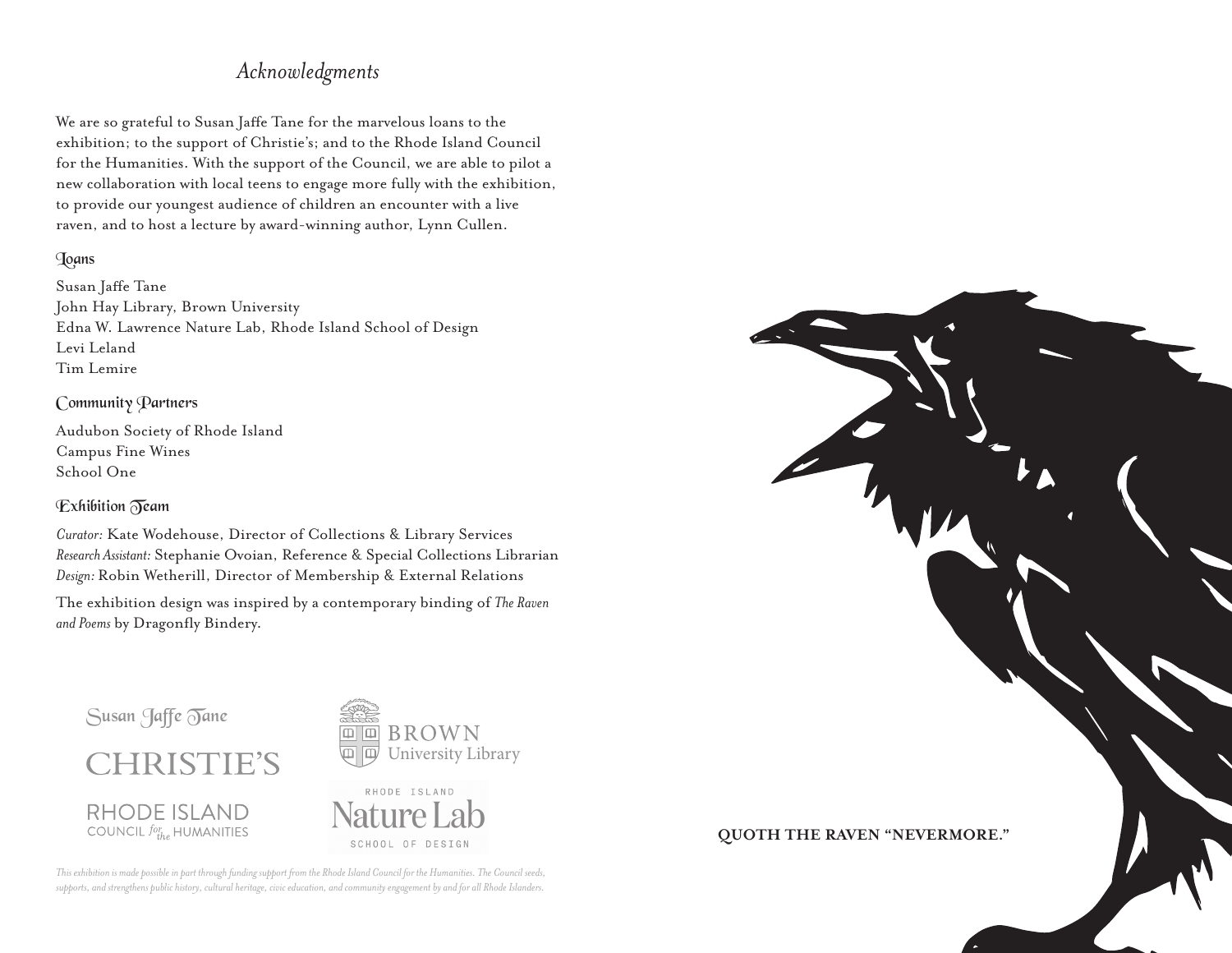## *Acknowledgments*

We are so grateful to Susan Jaffe Tane for the marvelous loans to the exhibition; to the support of Christie's; and to the Rhode Island Council for the Humanities. With the support of the Council, we are able to pilot a new collaboration with local teens to engage more fully with the exhibition, to provide our youngest audience of children an encounter with a live raven, and to host a lecture by award-winning author, Lynn Cullen.

### Loans

Susan Jaffe Tane
John Hay Library, Brown University
Edna W. Lawrence Nature Lab, Rhode Island School of Design
Levi Leland
Tim Lemire

### Community Partners

Audubon Society of Rhode Island
Campus Fine Wines
School One

### Exhibition Team

*Curator:* Kate Wodehouse, Director of Collections & Library Services
*Research Assistant:* Stephanie Ovoian, Reference & Special Collections Librarian
*Design:* Robin Wetherill, Director of Membership & External Relations

The exhibition design was inspired by a contemporary binding of *The Raven and Poems* by Dragonfly Bindery.

Susan Jaffe Tane

CHRISTIE'S

RHODE ISLAND COUNCIL *for the* HUMANITIES

BROWN University Library

RHODE ISLAND Nature Lab SCHOOL OF DESIGN

*This exhibition is made possible in part through funding support from the Rhode Island Council for the Humanities. The Council seeds, supports, and strengthens public history, cultural heritage, civic education, and community engagement by and for all Rhode Islanders.*

**QUOTH THE RAVEN "NEVERMORE."**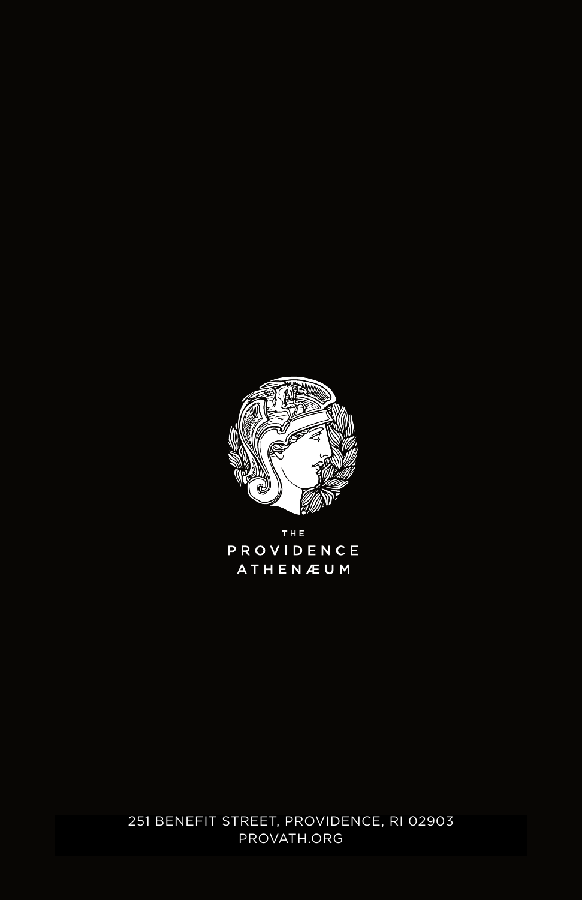THE

PROVIDENCE

ATHENÆUM

251 BENEFIT STREET, PROVIDENCE, RI 02903

PROVATH.ORG